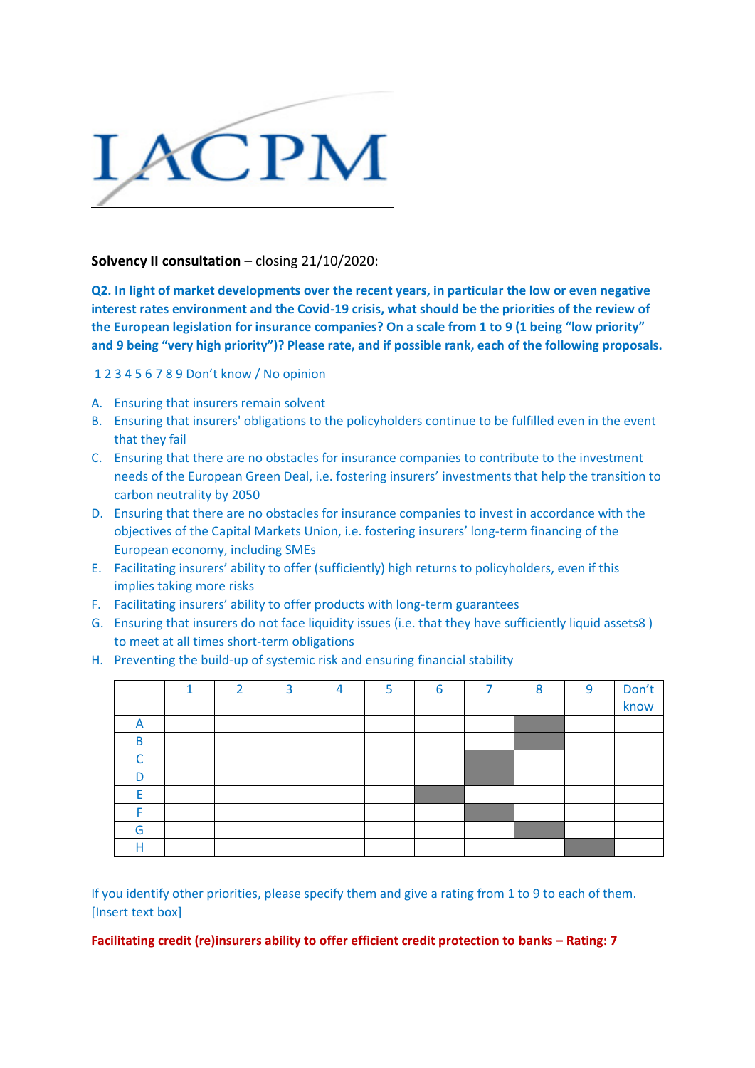IACPM

**Solvency II consultation** – closing 21/10/2020:

**Q2. In light of market developments over the recent years, in particular the low or even negative interest rates environment and the Covid-19 crisis, what should be the priorities of the review of the European legislation for insurance companies? On a scale from 1 to 9 (1 being "low priority" and 9 being "very high priority")? Please rate, and if possible rank, each of the following proposals.**

1 2 3 4 5 6 7 8 9 Don't know / No opinion

A. Ensuring that insurers remain solvent
B. Ensuring that insurers' obligations to the policyholders continue to be fulfilled even in the event that they fail
C. Ensuring that there are no obstacles for insurance companies to contribute to the investment needs of the European Green Deal, i.e. fostering insurers' investments that help the transition to carbon neutrality by 2050
D. Ensuring that there are no obstacles for insurance companies to invest in accordance with the objectives of the Capital Markets Union, i.e. fostering insurers' long-term financing of the European economy, including SMEs
E. Facilitating insurers' ability to offer (sufficiently) high returns to policyholders, even if this implies taking more risks
F. Facilitating insurers' ability to offer products with long-term guarantees
G. Ensuring that insurers do not face liquidity issues (i.e. that they have sufficiently liquid assets8 ) to meet at all times short-term obligations
H. Preventing the build-up of systemic risk and ensuring financial stability

| | 1 | 2 | 3 | 4 | 5 | 6 | 7 | 8 | 9 | Don't know |
|---|---|---|---|---|---|---|---|---|---|---|
| A | | | | | | | | X | | |
| B | | | | | | | | X | | |
| C | | | | | | | X | | | |
| D | | | | | | | X | | | |
| E | | | | | | X | | | | |
| F | | | | | | | X | | | |
| G | | | | | | | | X | | |
| H | | | | | | | | | X | |

If you identify other priorities, please specify them and give a rating from 1 to 9 to each of them. [Insert text box]

**Facilitating credit (re)insurers ability to offer efficient credit protection to banks – Rating: 7**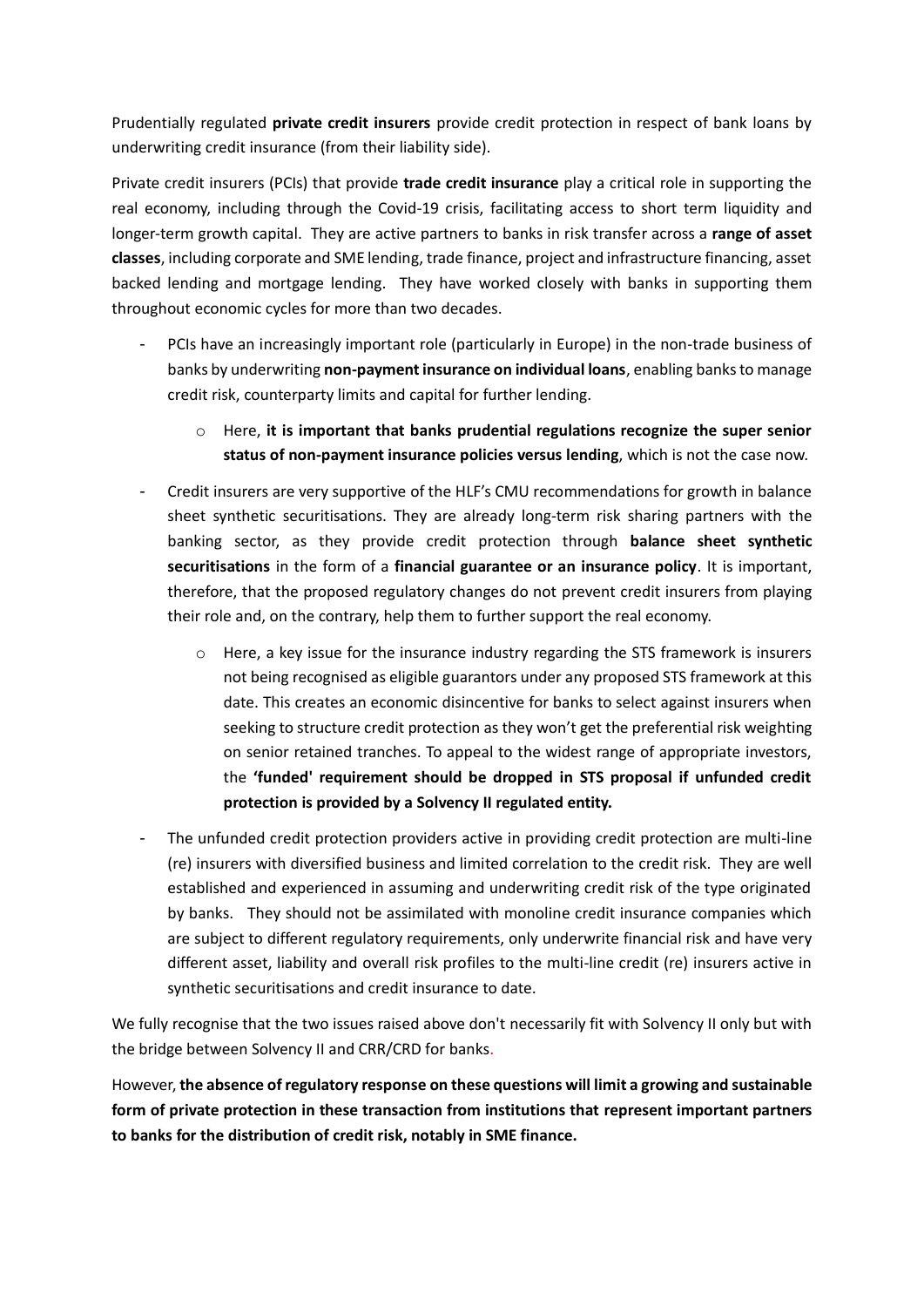Prudentially regulated **private credit insurers** provide credit protection in respect of bank loans by underwriting credit insurance (from their liability side).

Private credit insurers (PCIs) that provide **trade credit insurance** play a critical role in supporting the real economy, including through the Covid-19 crisis, facilitating access to short term liquidity and longer-term growth capital. They are active partners to banks in risk transfer across a **range of asset classes**, including corporate and SME lending, trade finance, project and infrastructure financing, asset backed lending and mortgage lending. They have worked closely with banks in supporting them throughout economic cycles for more than two decades.

- PCIs have an increasingly important role (particularly in Europe) in the non-trade business of banks by underwriting **non-payment insurance on individual loans**, enabling banks to manage credit risk, counterparty limits and capital for further lending.
  - Here, **it is important that banks prudential regulations recognize the super senior status of non-payment insurance policies versus lending**, which is not the case now.
- Credit insurers are very supportive of the HLF's CMU recommendations for growth in balance sheet synthetic securitisations. They are already long-term risk sharing partners with the banking sector, as they provide credit protection through **balance sheet synthetic securitisations** in the form of a **financial guarantee or an insurance policy**. It is important, therefore, that the proposed regulatory changes do not prevent credit insurers from playing their role and, on the contrary, help them to further support the real economy.
  - Here, a key issue for the insurance industry regarding the STS framework is insurers not being recognised as eligible guarantors under any proposed STS framework at this date. This creates an economic disincentive for banks to select against insurers when seeking to structure credit protection as they won't get the preferential risk weighting on senior retained tranches. To appeal to the widest range of appropriate investors, the **'funded' requirement should be dropped in STS proposal if unfunded credit protection is provided by a Solvency II regulated entity.**
- The unfunded credit protection providers active in providing credit protection are multi-line (re) insurers with diversified business and limited correlation to the credit risk. They are well established and experienced in assuming and underwriting credit risk of the type originated by banks. They should not be assimilated with monoline credit insurance companies which are subject to different regulatory requirements, only underwrite financial risk and have very different asset, liability and overall risk profiles to the multi-line credit (re) insurers active in synthetic securitisations and credit insurance to date.

We fully recognise that the two issues raised above don't necessarily fit with Solvency II only but with the bridge between Solvency II and CRR/CRD for banks.

However, **the absence of regulatory response on these questions will limit a growing and sustainable form of private protection in these transaction from institutions that represent important partners to banks for the distribution of credit risk, notably in SME finance.**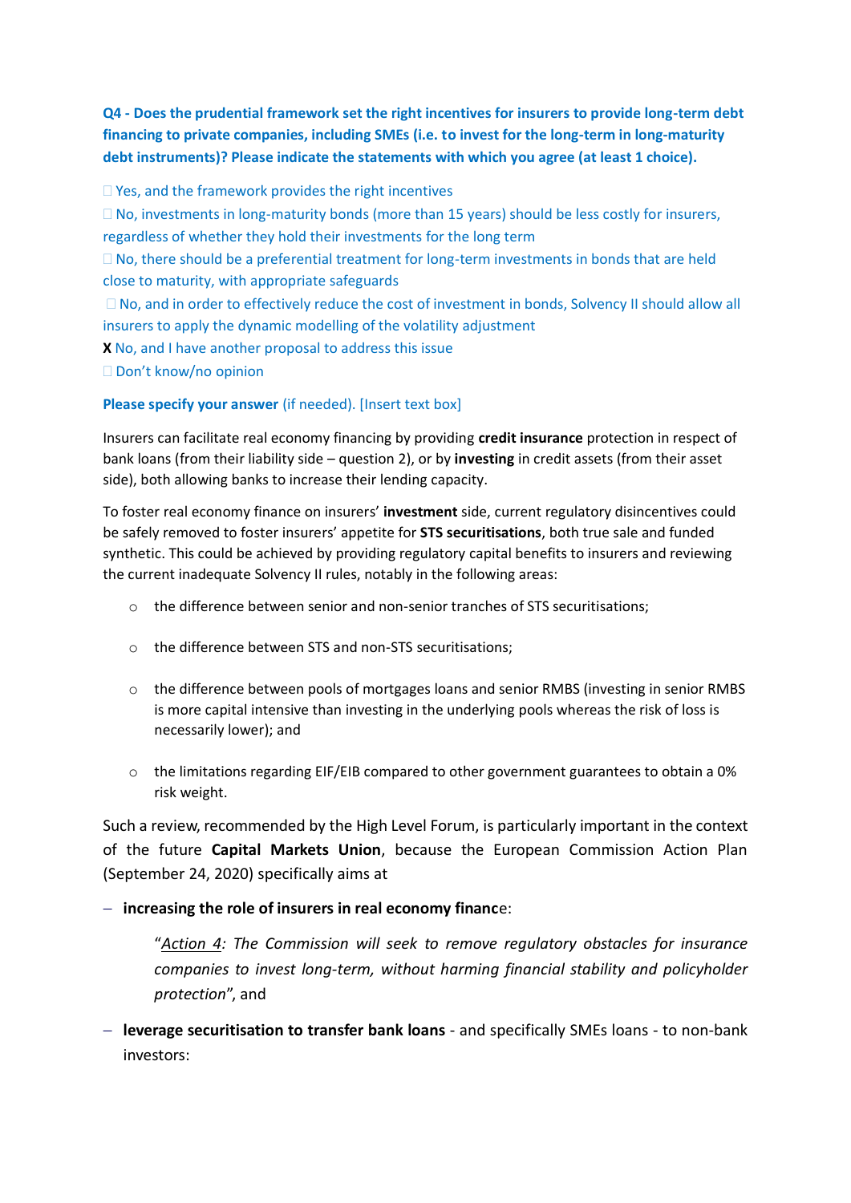**Q4 - Does the prudential framework set the right incentives for insurers to provide long-term debt financing to private companies, including SMEs (i.e. to invest for the long-term in long-maturity debt instruments)? Please indicate the statements with which you agree (at least 1 choice).**

☐ Yes, and the framework provides the right incentives

☐ No, investments in long-maturity bonds (more than 15 years) should be less costly for insurers, regardless of whether they hold their investments for the long term

☐ No, there should be a preferential treatment for long-term investments in bonds that are held close to maturity, with appropriate safeguards

☐ No, and in order to effectively reduce the cost of investment in bonds, Solvency II should allow all insurers to apply the dynamic modelling of the volatility adjustment

**X** No, and I have another proposal to address this issue

☐ Don't know/no opinion

**Please specify your answer** (if needed). [Insert text box]

Insurers can facilitate real economy financing by providing **credit insurance** protection in respect of bank loans (from their liability side – question 2), or by **investing** in credit assets (from their asset side), both allowing banks to increase their lending capacity.

To foster real economy finance on insurers' **investment** side, current regulatory disincentives could be safely removed to foster insurers' appetite for **STS securitisations**, both true sale and funded synthetic. This could be achieved by providing regulatory capital benefits to insurers and reviewing the current inadequate Solvency II rules, notably in the following areas:

- the difference between senior and non-senior tranches of STS securitisations;
- the difference between STS and non-STS securitisations;
- the difference between pools of mortgages loans and senior RMBS (investing in senior RMBS is more capital intensive than investing in the underlying pools whereas the risk of loss is necessarily lower); and
- the limitations regarding EIF/EIB compared to other government guarantees to obtain a 0% risk weight.

Such a review, recommended by the High Level Forum, is particularly important in the context of the future **Capital Markets Union**, because the European Commission Action Plan (September 24, 2020) specifically aims at

- **increasing the role of insurers in real economy finance**:

  "*Action 4: The Commission will seek to remove regulatory obstacles for insurance companies to invest long-term, without harming financial stability and policyholder protection*", and

- **leverage securitisation to transfer bank loans** - and specifically SMEs loans - to non-bank investors: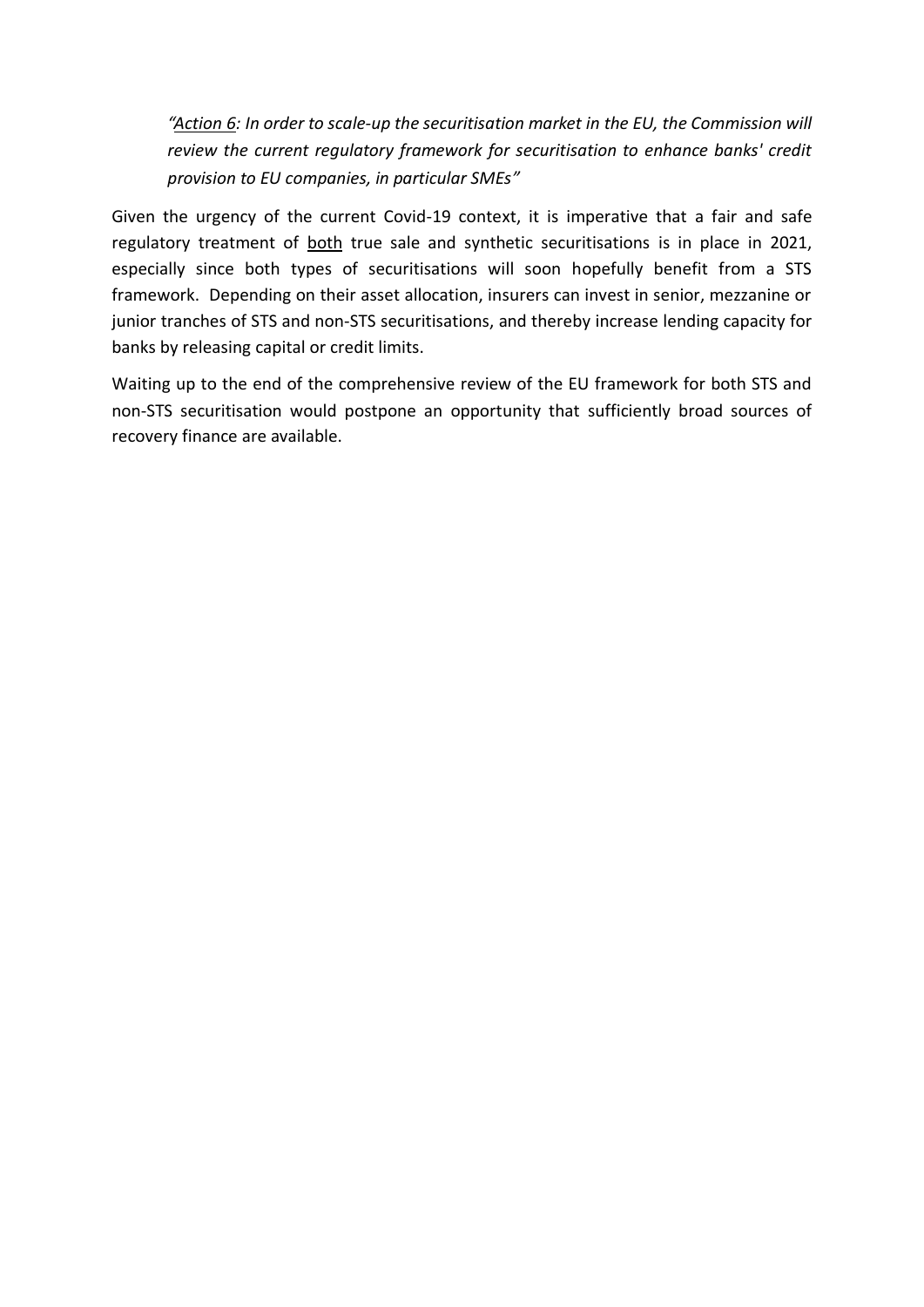*"<u>Action 6</u>: In order to scale-up the securitisation market in the EU, the Commission will review the current regulatory framework for securitisation to enhance banks' credit provision to EU companies, in particular SMEs"*

Given the urgency of the current Covid-19 context, it is imperative that a fair and safe regulatory treatment of <u>both</u> true sale and synthetic securitisations is in place in 2021, especially since both types of securitisations will soon hopefully benefit from a STS framework. Depending on their asset allocation, insurers can invest in senior, mezzanine or junior tranches of STS and non-STS securitisations, and thereby increase lending capacity for banks by releasing capital or credit limits.

Waiting up to the end of the comprehensive review of the EU framework for both STS and non-STS securitisation would postpone an opportunity that sufficiently broad sources of recovery finance are available.